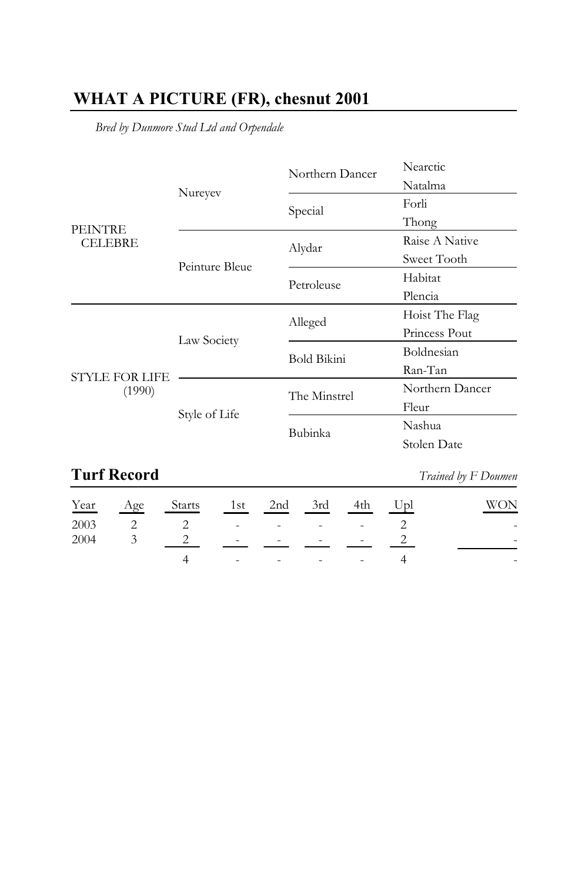## WHAT A PICTURE (FR), chesnut 2001

*Bred by Dunmore Stud Ltd and Orpendale*

| | | | |
|---|---|---|---|
| PEINTRE CELEBRE | Nureyev | Northern Dancer | Nearctic |
| | | | Natalma |
| | | Special | Forli |
| | | | Thong |
| | Peinture Bleue | Alydar | Raise A Native |
| | | | Sweet Tooth |
| | | Petroleuse | Habitat |
| | | | Plencia |
| STYLE FOR LIFE (1990) | Law Society | Alleged | Hoist The Flag |
| | | | Princess Pout |
| | | Bold Bikini | Boldnesian |
| | | | Ran-Tan |
| | Style of Life | The Minstrel | Northern Dancer |
| | | | Fleur |
| | | Bubinka | Nashua |
| | | | Stolen Date |

## Turf Record

*Trained by F Doumen*

| Year | Age | Starts | 1st | 2nd | 3rd | 4th | Upl | WON |
|---|---|---|---|---|---|---|---|---|
| 2003 | 2 | 2 | - | - | - | - | 2 | - |
| 2004 | 3 | 2 | - | - | - | - | 2 | - |
| | | 4 | - | - | - | - | 4 | - |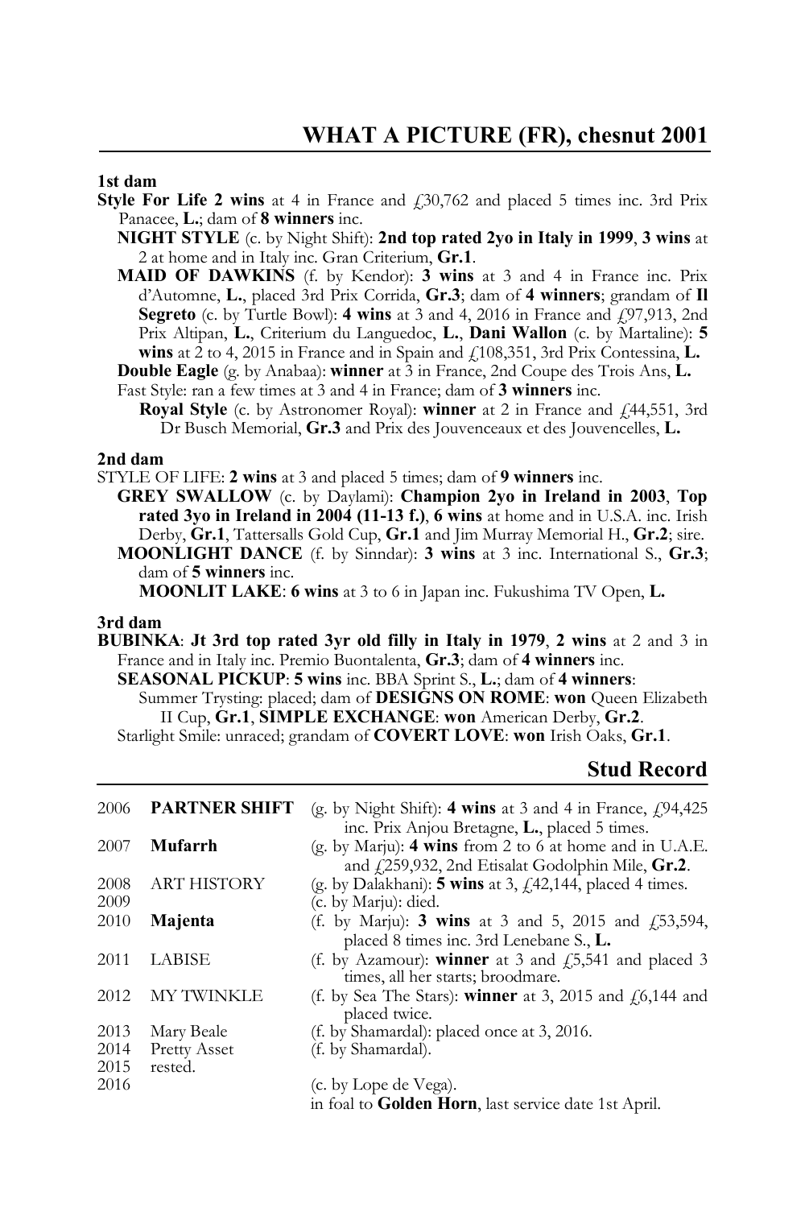## WHAT A PICTURE (FR), chesnut 2001

**1st dam**

**Style For Life 2 wins** at 4 in France and £30,762 and placed 5 times inc. 3rd Prix Panacee, **L.**; dam of **8 winners** inc.

**NIGHT STYLE** (c. by Night Shift): **2nd top rated 2yo in Italy in 1999**, **3 wins** at 2 at home and in Italy inc. Gran Criterium, **Gr.1**.

**MAID OF DAWKINS** (f. by Kendor): **3 wins** at 3 and 4 in France inc. Prix d'Automne, **L.**, placed 3rd Prix Corrida, **Gr.3**; dam of **4 winners**; grandam of **Il Segreto** (c. by Turtle Bowl): **4 wins** at 3 and 4, 2016 in France and £97,913, 2nd Prix Altipan, **L.**, Criterium du Languedoc, **L.**, **Dani Wallon** (c. by Martaline): **5 wins** at 2 to 4, 2015 in France and in Spain and £108,351, 3rd Prix Contessina, **L.**

**Double Eagle** (g. by Anabaa): **winner** at 3 in France, 2nd Coupe des Trois Ans, **L.**

Fast Style: ran a few times at 3 and 4 in France; dam of **3 winners** inc.

**Royal Style** (c. by Astronomer Royal): **winner** at 2 in France and £44,551, 3rd Dr Busch Memorial, **Gr.3** and Prix des Jouvenceaux et des Jouvencelles, **L.**

**2nd dam**

STYLE OF LIFE: **2 wins** at 3 and placed 5 times; dam of **9 winners** inc.

**GREY SWALLOW** (c. by Daylami): **Champion 2yo in Ireland in 2003**, **Top rated 3yo in Ireland in 2004 (11-13 f.)**, **6 wins** at home and in U.S.A. inc. Irish Derby, **Gr.1**, Tattersalls Gold Cup, **Gr.1** and Jim Murray Memorial H., **Gr.2**; sire.

**MOONLIGHT DANCE** (f. by Sinndar): **3 wins** at 3 inc. International S., **Gr.3**; dam of **5 winners** inc.

**MOONLIT LAKE**: **6 wins** at 3 to 6 in Japan inc. Fukushima TV Open, **L.**

**3rd dam**

**BUBINKA**: **Jt 3rd top rated 3yr old filly in Italy in 1979**, **2 wins** at 2 and 3 in France and in Italy inc. Premio Buontalenta, **Gr.3**; dam of **4 winners** inc.

**SEASONAL PICKUP**: **5 wins** inc. BBA Sprint S., **L.**; dam of **4 winners**:

Summer Trysting: placed; dam of **DESIGNS ON ROME**: **won** Queen Elizabeth II Cup, **Gr.1**, **SIMPLE EXCHANGE**: **won** American Derby, **Gr.2**.

Starlight Smile: unraced; grandam of **COVERT LOVE**: **won** Irish Oaks, **Gr.1**.

## Stud Record

| | | |
|---|---|---|
| 2006 | **PARTNER SHIFT** | (g. by Night Shift): **4 wins** at 3 and 4 in France, £94,425 inc. Prix Anjou Bretagne, **L.**, placed 5 times. |
| 2007 | **Mufarrh** | (g. by Marju): **4 wins** from 2 to 6 at home and in U.A.E. and £259,932, 2nd Etisalat Godolphin Mile, **Gr.2**. |
| 2008 | ART HISTORY | (g. by Dalakhani): **5 wins** at 3, £42,144, placed 4 times. |
| 2009 | | (c. by Marju): died. |
| 2010 | **Majenta** | (f. by Marju): **3 wins** at 3 and 5, 2015 and £53,594, placed 8 times inc. 3rd Lenebane S., **L.** |
| 2011 | LABISE | (f. by Azamour): **winner** at 3 and £5,541 and placed 3 times, all her starts; broodmare. |
| 2012 | MY TWINKLE | (f. by Sea The Stars): **winner** at 3, 2015 and £6,144 and placed twice. |
| 2013 | Mary Beale | (f. by Shamardal): placed once at 3, 2016. |
| 2014 | Pretty Asset | (f. by Shamardal). |
| 2015 | rested. | |
| 2016 | | (c. by Lope de Vega). |
| | | in foal to **Golden Horn**, last service date 1st April. |